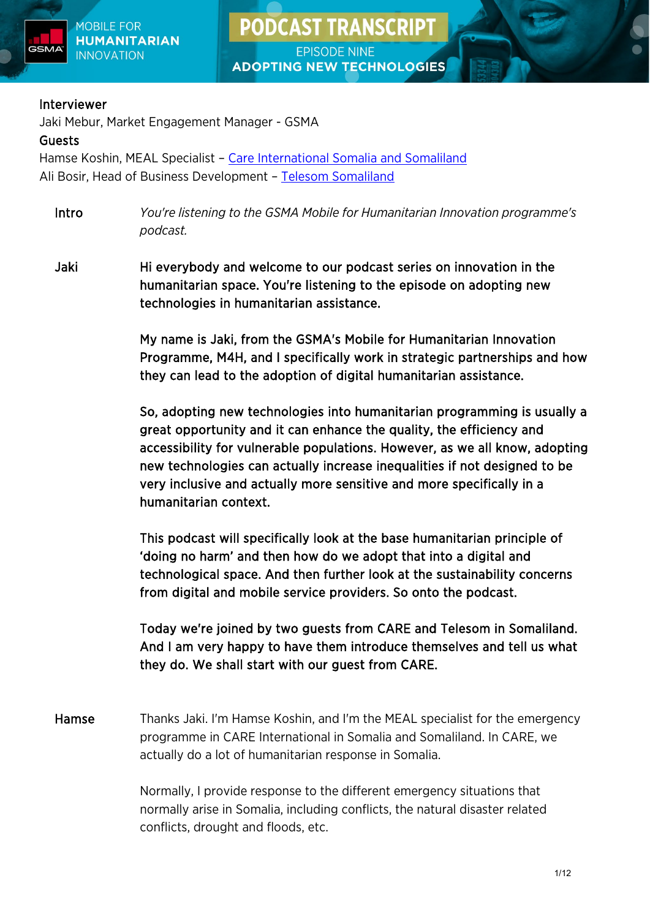# PODCAST TRANSCRIPT

MOBILE FOR **HUMANITARIAN** INNOVATION

EPISODE NINE

**ADOPTING NEW TECHNOLOGIES**

**Interviewer**

Jaki Mebur, Market Engagement Manager - GSMA

**Guests**

Hamse Koshin, MEAL Specialist – Care International Somalia and Somaliland

Ali Bosir, Head of Business Development – Telesom Somaliland

**Intro** *You're listening to the GSMA Mobile for Humanitarian Innovation programme's podcast.*

**Jaki** **Hi everybody and welcome to our podcast series on innovation in the humanitarian space. You're listening to the episode on adopting new technologies in humanitarian assistance.**

**My name is Jaki, from the GSMA's Mobile for Humanitarian Innovation Programme, M4H, and I specifically work in strategic partnerships and how they can lead to the adoption of digital humanitarian assistance.**

**So, adopting new technologies into humanitarian programming is usually a great opportunity and it can enhance the quality, the efficiency and accessibility for vulnerable populations. However, as we all know, adopting new technologies can actually increase inequalities if not designed to be very inclusive and actually more sensitive and more specifically in a humanitarian context.**

**This podcast will specifically look at the base humanitarian principle of 'doing no harm' and then how do we adopt that into a digital and technological space. And then further look at the sustainability concerns from digital and mobile service providers. So onto the podcast.**

**Today we're joined by two guests from CARE and Telesom in Somaliland. And I am very happy to have them introduce themselves and tell us what they do. We shall start with our guest from CARE.**

**Hamse** Thanks Jaki. I'm Hamse Koshin, and I'm the MEAL specialist for the emergency programme in CARE International in Somalia and Somaliland. In CARE, we actually do a lot of humanitarian response in Somalia.

Normally, I provide response to the different emergency situations that normally arise in Somalia, including conflicts, the natural disaster related conflicts, drought and floods, etc.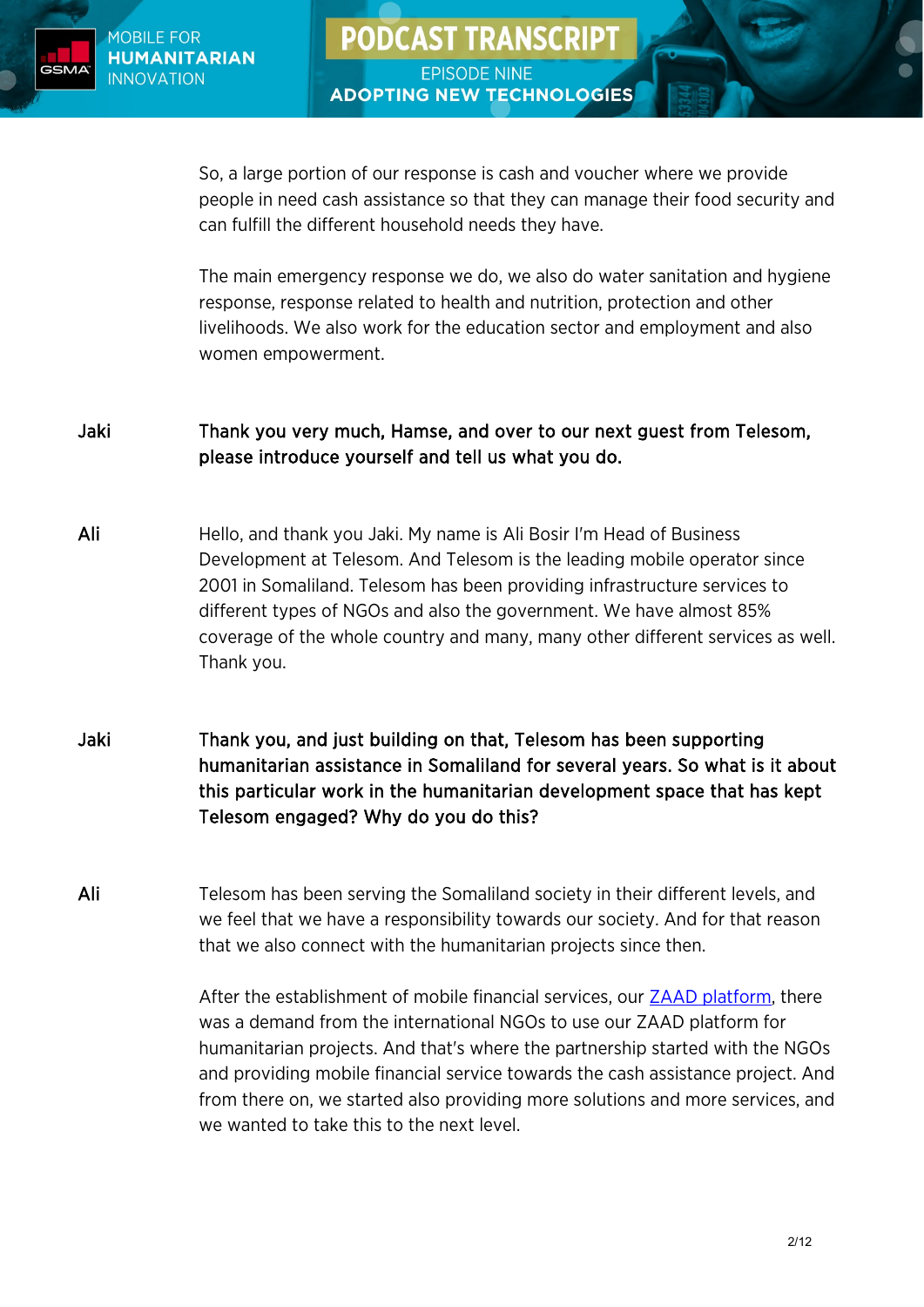So, a large portion of our response is cash and voucher where we provide people in need cash assistance so that they can manage their food security and can fulfill the different household needs they have.

The main emergency response we do, we also do water sanitation and hygiene response, response related to health and nutrition, protection and other livelihoods. We also work for the education sector and employment and also women empowerment.

Jaki **Thank you very much, Hamse, and over to our next guest from Telesom, please introduce yourself and tell us what you do.**

Ali Hello, and thank you Jaki. My name is Ali Bosir I'm Head of Business Development at Telesom. And Telesom is the leading mobile operator since 2001 in Somaliland. Telesom has been providing infrastructure services to different types of NGOs and also the government. We have almost 85% coverage of the whole country and many, many other different services as well. Thank you.

Jaki **Thank you, and just building on that, Telesom has been supporting humanitarian assistance in Somaliland for several years. So what is it about this particular work in the humanitarian development space that has kept Telesom engaged? Why do you do this?**

Ali Telesom has been serving the Somaliland society in their different levels, and we feel that we have a responsibility towards our society. And for that reason that we also connect with the humanitarian projects since then.

After the establishment of mobile financial services, our ZAAD platform, there was a demand from the international NGOs to use our ZAAD platform for humanitarian projects. And that's where the partnership started with the NGOs and providing mobile financial service towards the cash assistance project. And from there on, we started also providing more solutions and more services, and we wanted to take this to the next level.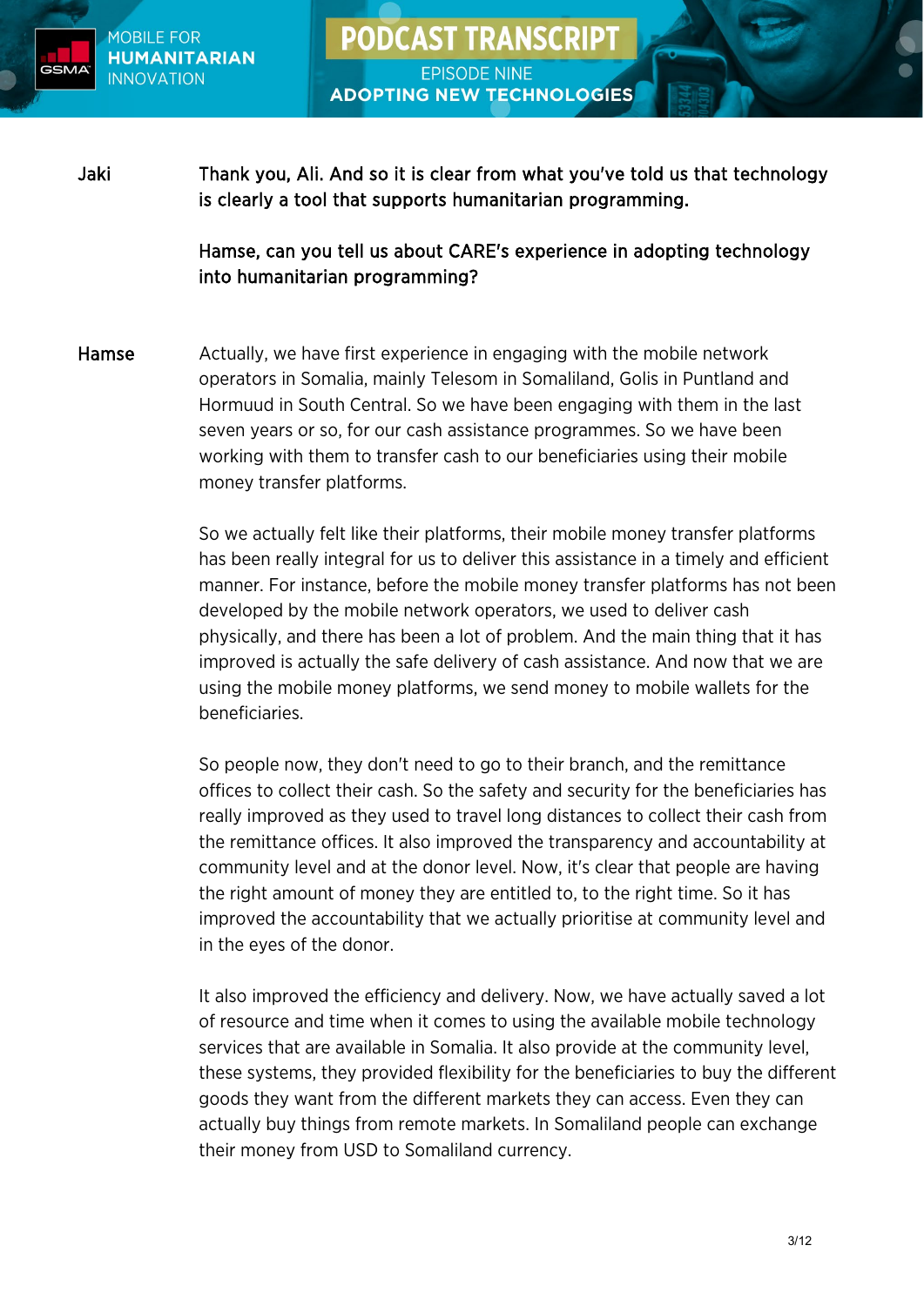**Jaki** **Thank you, Ali. And so it is clear from what you've told us that technology is clearly a tool that supports humanitarian programming.**

**Hamse, can you tell us about CARE's experience in adopting technology into humanitarian programming?**

**Hamse** Actually, we have first experience in engaging with the mobile network operators in Somalia, mainly Telesom in Somaliland, Golis in Puntland and Hormuud in South Central. So we have been engaging with them in the last seven years or so, for our cash assistance programmes. So we have been working with them to transfer cash to our beneficiaries using their mobile money transfer platforms.

So we actually felt like their platforms, their mobile money transfer platforms has been really integral for us to deliver this assistance in a timely and efficient manner. For instance, before the mobile money transfer platforms has not been developed by the mobile network operators, we used to deliver cash physically, and there has been a lot of problem. And the main thing that it has improved is actually the safe delivery of cash assistance. And now that we are using the mobile money platforms, we send money to mobile wallets for the beneficiaries.

So people now, they don't need to go to their branch, and the remittance offices to collect their cash. So the safety and security for the beneficiaries has really improved as they used to travel long distances to collect their cash from the remittance offices. It also improved the transparency and accountability at community level and at the donor level. Now, it's clear that people are having the right amount of money they are entitled to, to the right time. So it has improved the accountability that we actually prioritise at community level and in the eyes of the donor.

It also improved the efficiency and delivery. Now, we have actually saved a lot of resource and time when it comes to using the available mobile technology services that are available in Somalia. It also provide at the community level, these systems, they provided flexibility for the beneficiaries to buy the different goods they want from the different markets they can access. Even they can actually buy things from remote markets. In Somaliland people can exchange their money from USD to Somaliland currency.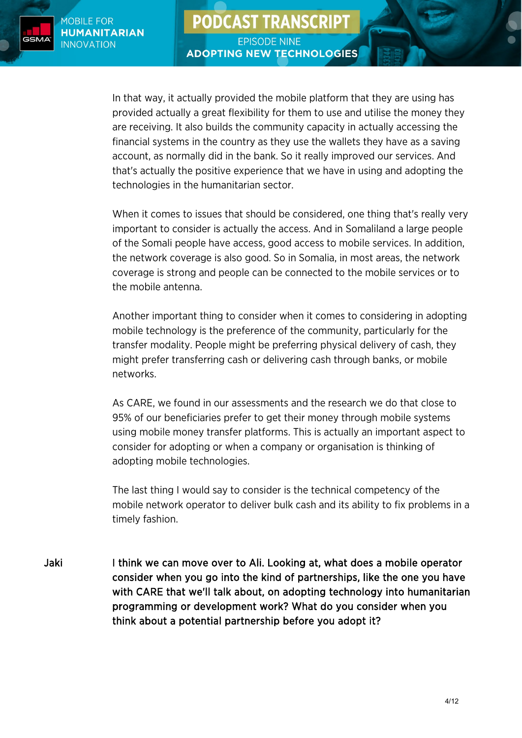In that way, it actually provided the mobile platform that they are using has provided actually a great flexibility for them to use and utilise the money they are receiving. It also builds the community capacity in actually accessing the financial systems in the country as they use the wallets they have as a saving account, as normally did in the bank. So it really improved our services. And that's actually the positive experience that we have in using and adopting the technologies in the humanitarian sector.

When it comes to issues that should be considered, one thing that's really very important to consider is actually the access. And in Somaliland a large people of the Somali people have access, good access to mobile services. In addition, the network coverage is also good. So in Somalia, in most areas, the network coverage is strong and people can be connected to the mobile services or to the mobile antenna.

Another important thing to consider when it comes to considering in adopting mobile technology is the preference of the community, particularly for the transfer modality. People might be preferring physical delivery of cash, they might prefer transferring cash or delivering cash through banks, or mobile networks.

As CARE, we found in our assessments and the research we do that close to 95% of our beneficiaries prefer to get their money through mobile systems using mobile money transfer platforms. This is actually an important aspect to consider for adopting or when a company or organisation is thinking of adopting mobile technologies.

The last thing I would say to consider is the technical competency of the mobile network operator to deliver bulk cash and its ability to fix problems in a timely fashion.

**Jaki** **I think we can move over to Ali. Looking at, what does a mobile operator consider when you go into the kind of partnerships, like the one you have with CARE that we'll talk about, on adopting technology into humanitarian programming or development work? What do you consider when you think about a potential partnership before you adopt it?**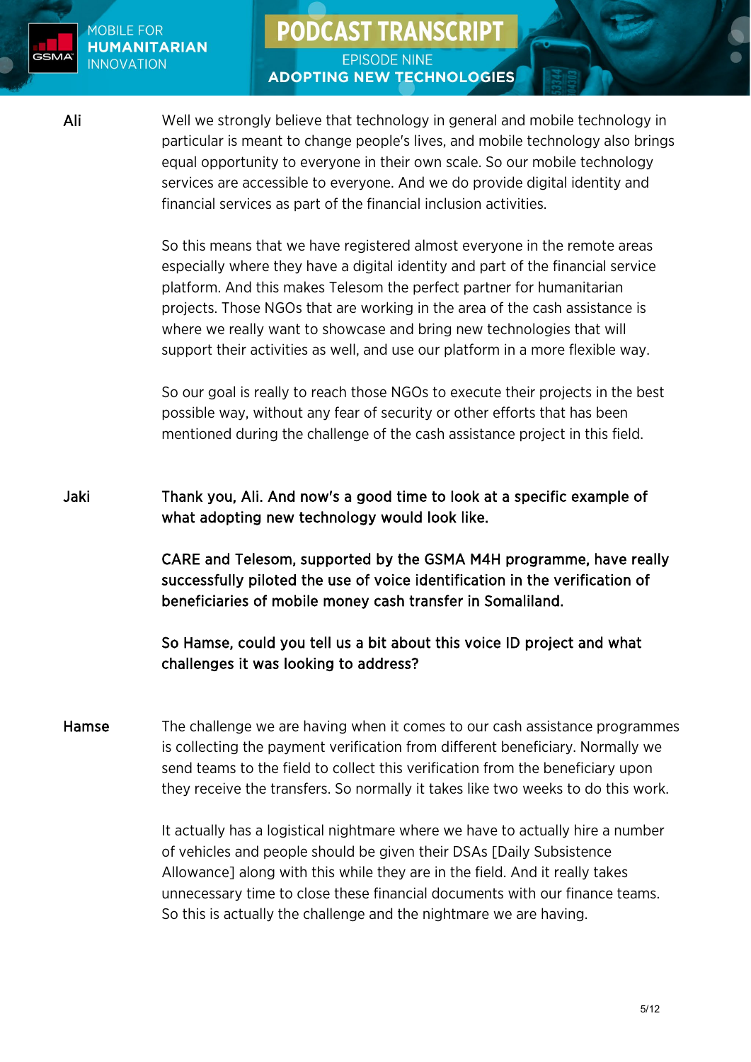**Ali**

Well we strongly believe that technology in general and mobile technology in particular is meant to change people's lives, and mobile technology also brings equal opportunity to everyone in their own scale. So our mobile technology services are accessible to everyone. And we do provide digital identity and financial services as part of the financial inclusion activities.

So this means that we have registered almost everyone in the remote areas especially where they have a digital identity and part of the financial service platform. And this makes Telesom the perfect partner for humanitarian projects. Those NGOs that are working in the area of the cash assistance is where we really want to showcase and bring new technologies that will support their activities as well, and use our platform in a more flexible way.

So our goal is really to reach those NGOs to execute their projects in the best possible way, without any fear of security or other efforts that has been mentioned during the challenge of the cash assistance project in this field.

**Jaki**

Thank you, Ali. And now's a good time to look at a specific example of what adopting new technology would look like.

CARE and Telesom, supported by the GSMA M4H programme, have really successfully piloted the use of voice identification in the verification of beneficiaries of mobile money cash transfer in Somaliland.

So Hamse, could you tell us a bit about this voice ID project and what challenges it was looking to address?

**Hamse**

The challenge we are having when it comes to our cash assistance programmes is collecting the payment verification from different beneficiary. Normally we send teams to the field to collect this verification from the beneficiary upon they receive the transfers. So normally it takes like two weeks to do this work.

It actually has a logistical nightmare where we have to actually hire a number of vehicles and people should be given their DSAs [Daily Subsistence Allowance] along with this while they are in the field. And it really takes unnecessary time to close these financial documents with our finance teams. So this is actually the challenge and the nightmare we are having.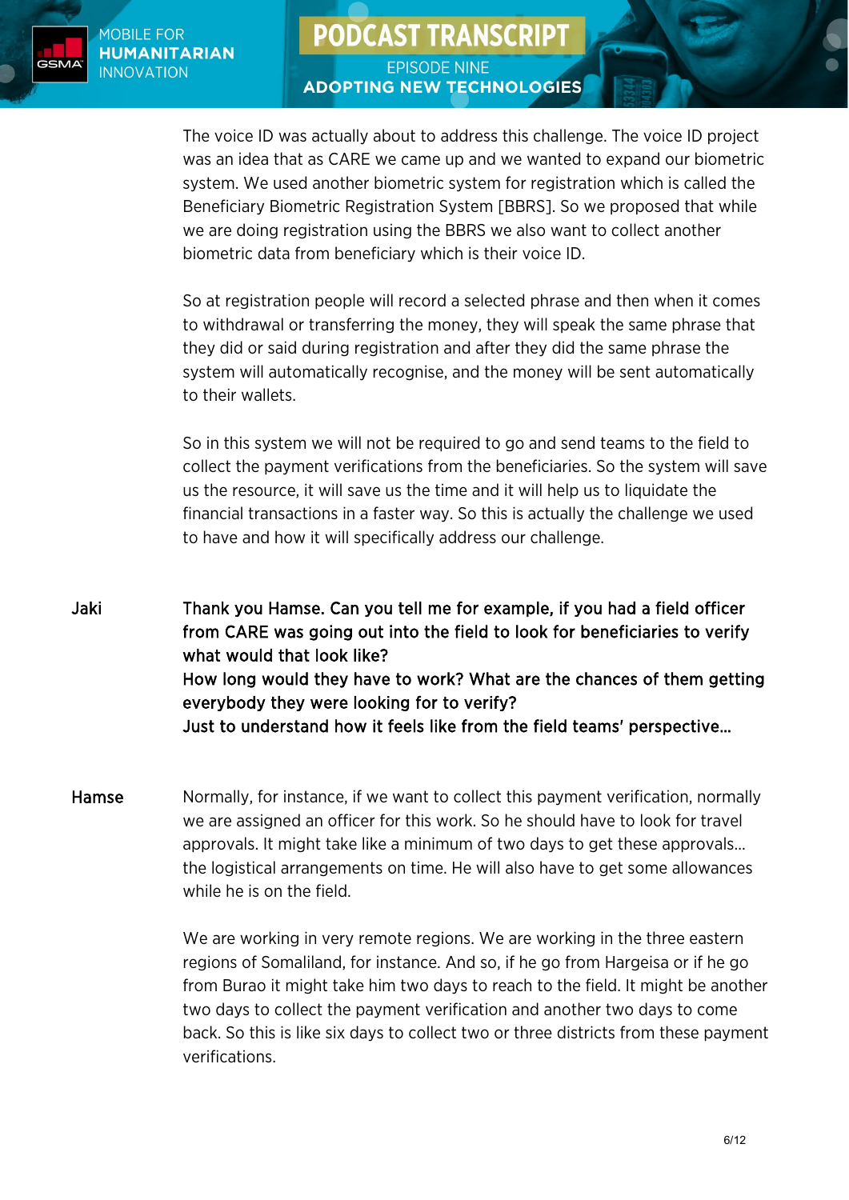The voice ID was actually about to address this challenge. The voice ID project was an idea that as CARE we came up and we wanted to expand our biometric system. We used another biometric system for registration which is called the Beneficiary Biometric Registration System [BBRS]. So we proposed that while we are doing registration using the BBRS we also want to collect another biometric data from beneficiary which is their voice ID.

So at registration people will record a selected phrase and then when it comes to withdrawal or transferring the money, they will speak the same phrase that they did or said during registration and after they did the same phrase the system will automatically recognise, and the money will be sent automatically to their wallets.

So in this system we will not be required to go and send teams to the field to collect the payment verifications from the beneficiaries. So the system will save us the resource, it will save us the time and it will help us to liquidate the financial transactions in a faster way. So this is actually the challenge we used to have and how it will specifically address our challenge.

**Jaki** — **Thank you Hamse. Can you tell me for example, if you had a field officer from CARE was going out into the field to look for beneficiaries to verify what would that look like?**
**How long would they have to work? What are the chances of them getting everybody they were looking for to verify?**
**Just to understand how it feels like from the field teams' perspective...**

**Hamse** — Normally, for instance, if we want to collect this payment verification, normally we are assigned an officer for this work. So he should have to look for travel approvals. It might take like a minimum of two days to get these approvals... the logistical arrangements on time. He will also have to get some allowances while he is on the field.

We are working in very remote regions. We are working in the three eastern regions of Somaliland, for instance. And so, if he go from Hargeisa or if he go from Burao it might take him two days to reach to the field. It might be another two days to collect the payment verification and another two days to come back. So this is like six days to collect two or three districts from these payment verifications.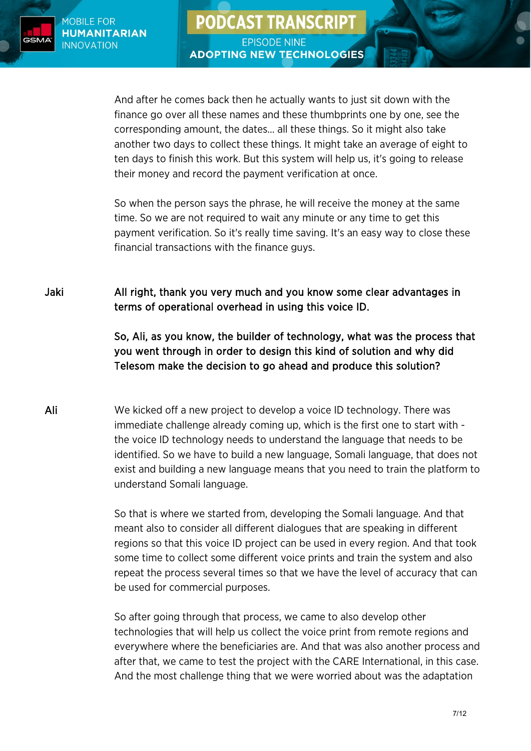And after he comes back then he actually wants to just sit down with the finance go over all these names and these thumbprints one by one, see the corresponding amount, the dates… all these things. So it might also take another two days to collect these things. It might take an average of eight to ten days to finish this work. But this system will help us, it's going to release their money and record the payment verification at once.

So when the person says the phrase, he will receive the money at the same time. So we are not required to wait any minute or any time to get this payment verification. So it's really time saving. It's an easy way to close these financial transactions with the finance guys.

**Jaki** **All right, thank you very much and you know some clear advantages in terms of operational overhead in using this voice ID.**

**So, Ali, as you know, the builder of technology, what was the process that you went through in order to design this kind of solution and why did Telesom make the decision to go ahead and produce this solution?**

**Ali** We kicked off a new project to develop a voice ID technology. There was immediate challenge already coming up, which is the first one to start with - the voice ID technology needs to understand the language that needs to be identified. So we have to build a new language, Somali language, that does not exist and building a new language means that you need to train the platform to understand Somali language.

So that is where we started from, developing the Somali language. And that meant also to consider all different dialogues that are speaking in different regions so that this voice ID project can be used in every region. And that took some time to collect some different voice prints and train the system and also repeat the process several times so that we have the level of accuracy that can be used for commercial purposes.

So after going through that process, we came to also develop other technologies that will help us collect the voice print from remote regions and everywhere where the beneficiaries are. And that was also another process and after that, we came to test the project with the CARE International, in this case. And the most challenge thing that we were worried about was the adaptation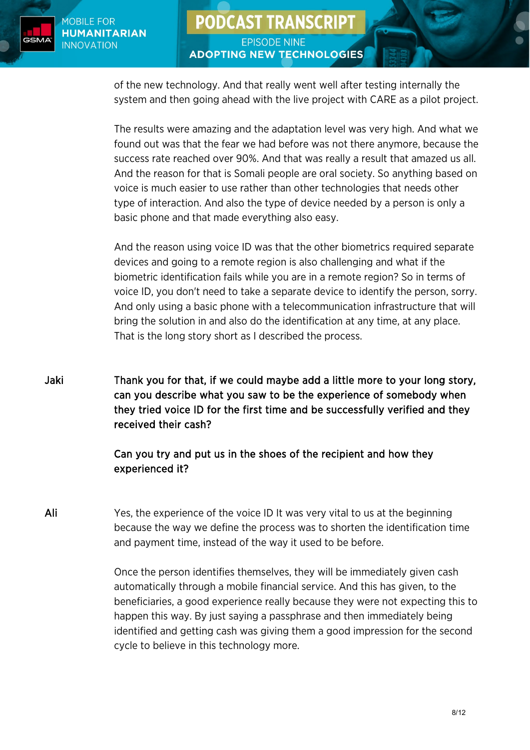of the new technology. And that really went well after testing internally the system and then going ahead with the live project with CARE as a pilot project.

The results were amazing and the adaptation level was very high. And what we found out was that the fear we had before was not there anymore, because the success rate reached over 90%. And that was really a result that amazed us all. And the reason for that is Somali people are oral society. So anything based on voice is much easier to use rather than other technologies that needs other type of interaction. And also the type of device needed by a person is only a basic phone and that made everything also easy.

And the reason using voice ID was that the other biometrics required separate devices and going to a remote region is also challenging and what if the biometric identification fails while you are in a remote region? So in terms of voice ID, you don't need to take a separate device to identify the person, sorry. And only using a basic phone with a telecommunication infrastructure that will bring the solution in and also do the identification at any time, at any place. That is the long story short as I described the process.

**Jaki** — **Thank you for that, if we could maybe add a little more to your long story, can you describe what you saw to be the experience of somebody when they tried voice ID for the first time and be successfully verified and they received their cash?**

**Can you try and put us in the shoes of the recipient and how they experienced it?**

**Ali** — Yes, the experience of the voice ID It was very vital to us at the beginning because the way we define the process was to shorten the identification time and payment time, instead of the way it used to be before.

Once the person identifies themselves, they will be immediately given cash automatically through a mobile financial service. And this has given, to the beneficiaries, a good experience really because they were not expecting this to happen this way. By just saying a passphrase and then immediately being identified and getting cash was giving them a good impression for the second cycle to believe in this technology more.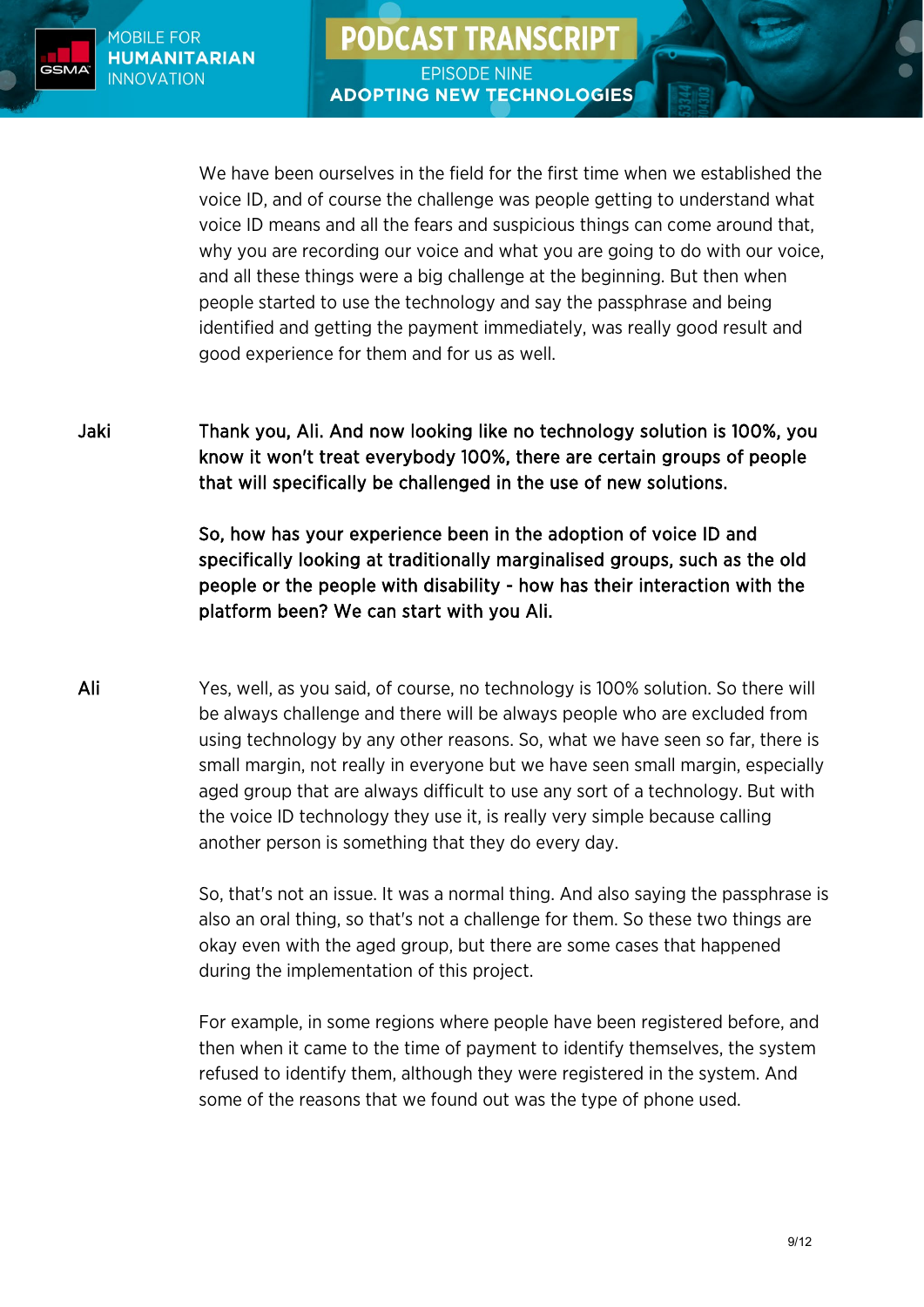We have been ourselves in the field for the first time when we established the voice ID, and of course the challenge was people getting to understand what voice ID means and all the fears and suspicious things can come around that, why you are recording our voice and what you are going to do with our voice, and all these things were a big challenge at the beginning. But then when people started to use the technology and say the passphrase and being identified and getting the payment immediately, was really good result and good experience for them and for us as well.

**Jaki** **Thank you, Ali. And now looking like no technology solution is 100%, you know it won't treat everybody 100%, there are certain groups of people that will specifically be challenged in the use of new solutions.**

**So, how has your experience been in the adoption of voice ID and specifically looking at traditionally marginalised groups, such as the old people or the people with disability - how has their interaction with the platform been? We can start with you Ali.**

**Ali** Yes, well, as you said, of course, no technology is 100% solution. So there will be always challenge and there will be always people who are excluded from using technology by any other reasons. So, what we have seen so far, there is small margin, not really in everyone but we have seen small margin, especially aged group that are always difficult to use any sort of a technology. But with the voice ID technology they use it, is really very simple because calling another person is something that they do every day.

So, that's not an issue. It was a normal thing. And also saying the passphrase is also an oral thing, so that's not a challenge for them. So these two things are okay even with the aged group, but there are some cases that happened during the implementation of this project.

For example, in some regions where people have been registered before, and then when it came to the time of payment to identify themselves, the system refused to identify them, although they were registered in the system. And some of the reasons that we found out was the type of phone used.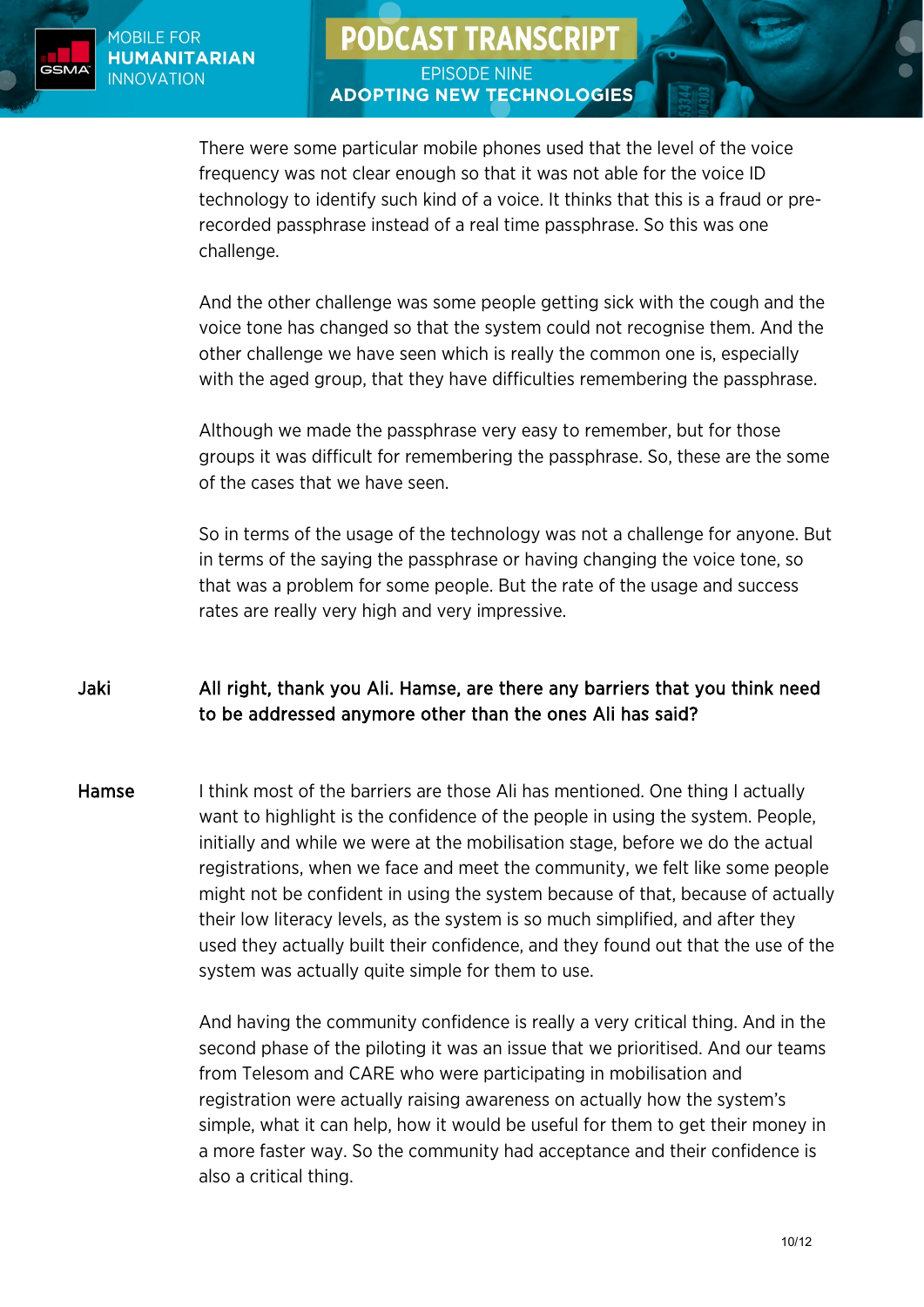There were some particular mobile phones used that the level of the voice frequency was not clear enough so that it was not able for the voice ID technology to identify such kind of a voice. It thinks that this is a fraud or pre-recorded passphrase instead of a real time passphrase. So this was one challenge.

And the other challenge was some people getting sick with the cough and the voice tone has changed so that the system could not recognise them. And the other challenge we have seen which is really the common one is, especially with the aged group, that they have difficulties remembering the passphrase.

Although we made the passphrase very easy to remember, but for those groups it was difficult for remembering the passphrase. So, these are the some of the cases that we have seen.

So in terms of the usage of the technology was not a challenge for anyone. But in terms of the saying the passphrase or having changing the voice tone, so that was a problem for some people. But the rate of the usage and success rates are really very high and very impressive.

**Jaki** — All right, thank you Ali. Hamse, are there any barriers that you think need to be addressed anymore other than the ones Ali has said?

**Hamse** — I think most of the barriers are those Ali has mentioned. One thing I actually want to highlight is the confidence of the people in using the system. People, initially and while we were at the mobilisation stage, before we do the actual registrations, when we face and meet the community, we felt like some people might not be confident in using the system because of that, because of actually their low literacy levels, as the system is so much simplified, and after they used they actually built their confidence, and they found out that the use of the system was actually quite simple for them to use.

And having the community confidence is really a very critical thing. And in the second phase of the piloting it was an issue that we prioritised. And our teams from Telesom and CARE who were participating in mobilisation and registration were actually raising awareness on actually how the system's simple, what it can help, how it would be useful for them to get their money in a more faster way. So the community had acceptance and their confidence is also a critical thing.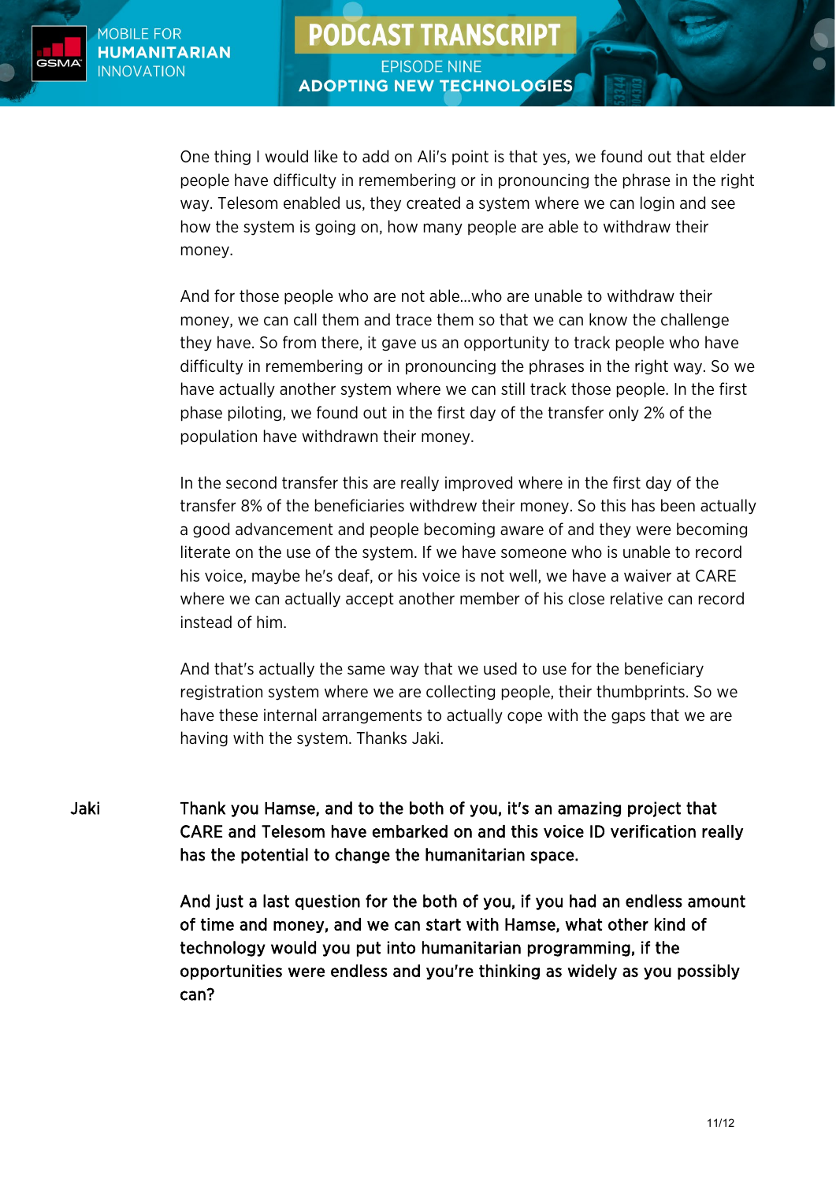One thing I would like to add on Ali's point is that yes, we found out that elder people have difficulty in remembering or in pronouncing the phrase in the right way. Telesom enabled us, they created a system where we can login and see how the system is going on, how many people are able to withdraw their money.

And for those people who are not able...who are unable to withdraw their money, we can call them and trace them so that we can know the challenge they have. So from there, it gave us an opportunity to track people who have difficulty in remembering or in pronouncing the phrases in the right way. So we have actually another system where we can still track those people. In the first phase piloting, we found out in the first day of the transfer only 2% of the population have withdrawn their money.

In the second transfer this are really improved where in the first day of the transfer 8% of the beneficiaries withdrew their money. So this has been actually a good advancement and people becoming aware of and they were becoming literate on the use of the system. If we have someone who is unable to record his voice, maybe he's deaf, or his voice is not well, we have a waiver at CARE where we can actually accept another member of his close relative can record instead of him.

And that's actually the same way that we used to use for the beneficiary registration system where we are collecting people, their thumbprints. So we have these internal arrangements to actually cope with the gaps that we are having with the system. Thanks Jaki.

**Jaki** Thank you Hamse, and to the both of you, it's an amazing project that CARE and Telesom have embarked on and this voice ID verification really has the potential to change the humanitarian space.

And just a last question for the both of you, if you had an endless amount of time and money, and we can start with Hamse, what other kind of technology would you put into humanitarian programming, if the opportunities were endless and you're thinking as widely as you possibly can?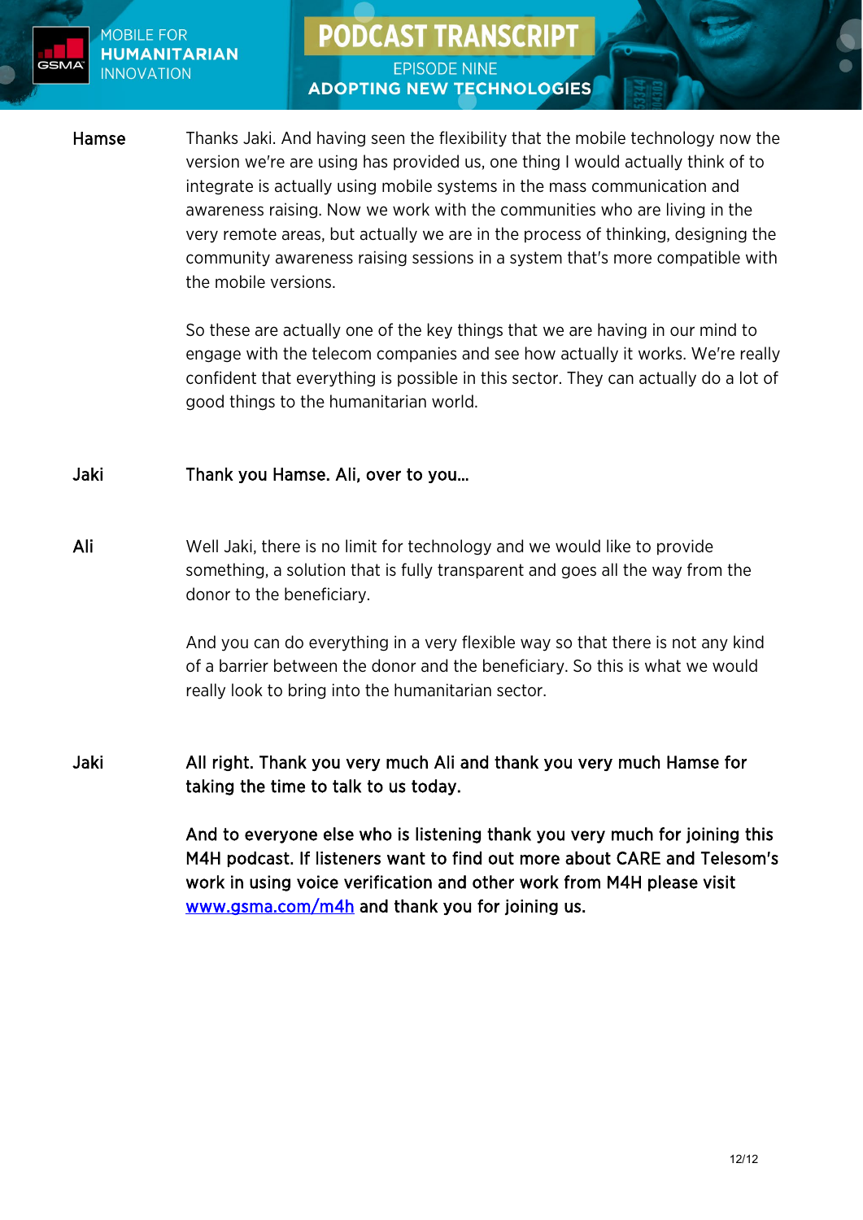**Hamse** Thanks Jaki. And having seen the flexibility that the mobile technology now the version we're are using has provided us, one thing I would actually think of to integrate is actually using mobile systems in the mass communication and awareness raising. Now we work with the communities who are living in the very remote areas, but actually we are in the process of thinking, designing the community awareness raising sessions in a system that's more compatible with the mobile versions.

So these are actually one of the key things that we are having in our mind to engage with the telecom companies and see how actually it works. We're really confident that everything is possible in this sector. They can actually do a lot of good things to the humanitarian world.

**Jaki** Thank you Hamse. Ali, over to you…

**Ali** Well Jaki, there is no limit for technology and we would like to provide something, a solution that is fully transparent and goes all the way from the donor to the beneficiary.

And you can do everything in a very flexible way so that there is not any kind of a barrier between the donor and the beneficiary. So this is what we would really look to bring into the humanitarian sector.

**Jaki** All right. Thank you very much Ali and thank you very much Hamse for taking the time to talk to us today.

And to everyone else who is listening thank you very much for joining this M4H podcast. If listeners want to find out more about CARE and Telesom's work in using voice verification and other work from M4H please visit [www.gsma.com/m4h](http://www.gsma.com/m4h) and thank you for joining us.